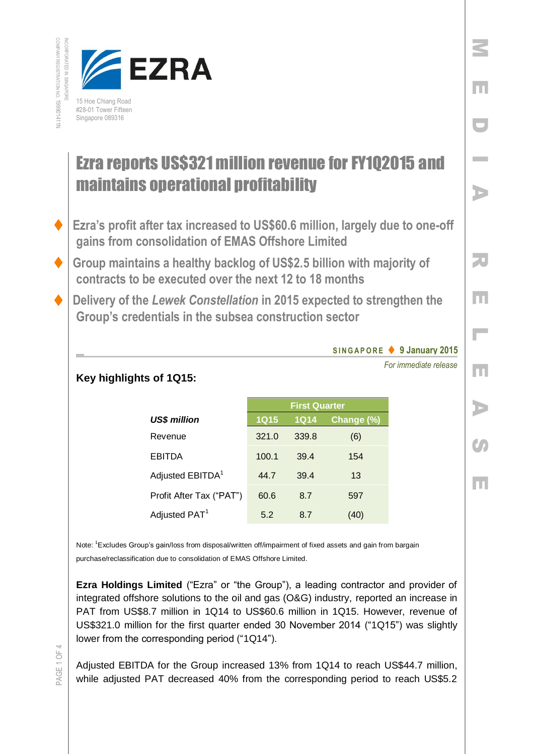EZRA

15 Hoe Chiang Road
#28-01 Tower Fifteen
Singapore 089316

# Ezra reports US$321 million revenue for FY1Q2015 and maintains operational profitability

- Ezra's profit after tax increased to US$60.6 million, largely due to one-off gains from consolidation of EMAS Offshore Limited
- Group maintains a healthy backlog of US$2.5 billion with majority of contracts to be executed over the next 12 to 18 months
- Delivery of the *Lewek Constellation* in 2015 expected to strengthen the Group's credentials in the subsea construction sector

SINGAPORE ♦ 9 January 2015

*For immediate release*

**Key highlights of 1Q15:**

| | First Quarter | | |
|---|---|---|---|
| ***US$ million*** | **1Q15** | **1Q14** | **Change (%)** |
| Revenue | 321.0 | 339.8 | (6) |
| EBITDA | 100.1 | 39.4 | 154 |
| Adjusted EBITDA[1] | 44.7 | 39.4 | 13 |
| Profit After Tax ("PAT") | 60.6 | 8.7 | 597 |
| Adjusted PAT[1] | 5.2 | 8.7 | (40) |

Note: [1]Excludes Group's gain/loss from disposal/written off/impairment of fixed assets and gain from bargain purchase/reclassification due to consolidation of EMAS Offshore Limited.

**Ezra Holdings Limited** ("Ezra" or "the Group"), a leading contractor and provider of integrated offshore solutions to the oil and gas (O&G) industry, reported an increase in PAT from US$8.7 million in 1Q14 to US$60.6 million in 1Q15. However, revenue of US$321.0 million for the first quarter ended 30 November 2014 ("1Q15") was slightly lower from the corresponding period ("1Q14").

Adjusted EBITDA for the Group increased 13% from 1Q14 to reach US$44.7 million, while adjusted PAT decreased 40% from the corresponding period to reach US$5.2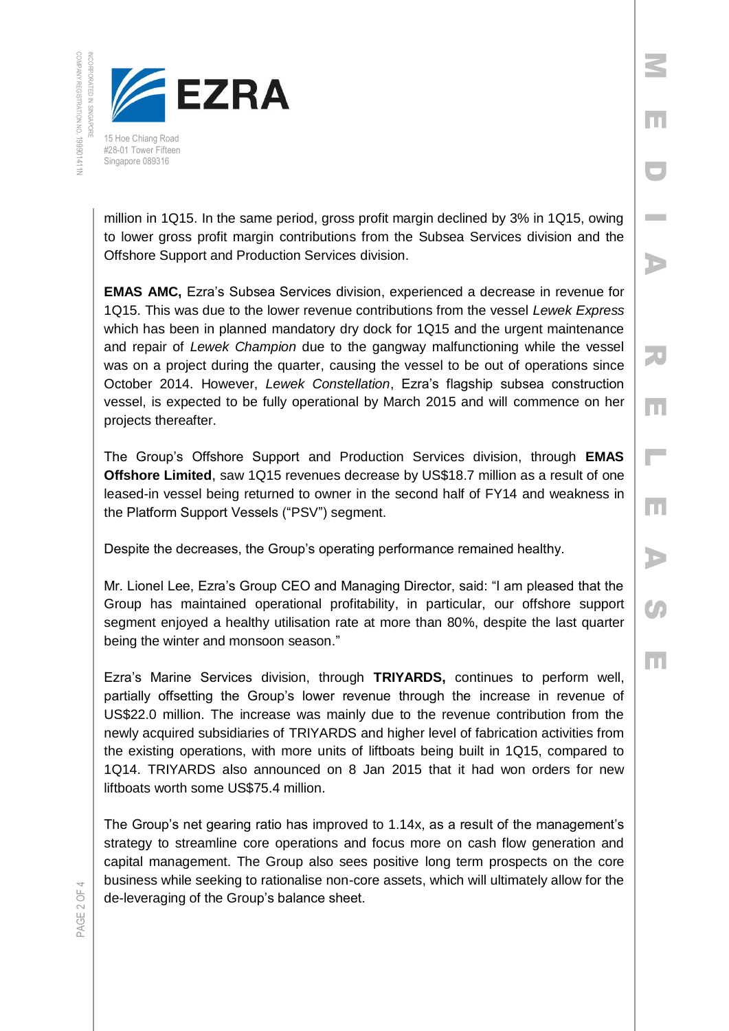million in 1Q15. In the same period, gross profit margin declined by 3% in 1Q15, owing to lower gross profit margin contributions from the Subsea Services division and the Offshore Support and Production Services division.

**EMAS AMC,** Ezra's Subsea Services division, experienced a decrease in revenue for 1Q15. This was due to the lower revenue contributions from the vessel *Lewek Express* which has been in planned mandatory dry dock for 1Q15 and the urgent maintenance and repair of *Lewek Champion* due to the gangway malfunctioning while the vessel was on a project during the quarter, causing the vessel to be out of operations since October 2014. However, *Lewek Constellation*, Ezra's flagship subsea construction vessel, is expected to be fully operational by March 2015 and will commence on her projects thereafter.

The Group's Offshore Support and Production Services division, through **EMAS Offshore Limited**, saw 1Q15 revenues decrease by US$18.7 million as a result of one leased-in vessel being returned to owner in the second half of FY14 and weakness in the Platform Support Vessels ("PSV") segment.

Despite the decreases, the Group's operating performance remained healthy.

Mr. Lionel Lee, Ezra's Group CEO and Managing Director, said: "I am pleased that the Group has maintained operational profitability, in particular, our offshore support segment enjoyed a healthy utilisation rate at more than 80%, despite the last quarter being the winter and monsoon season."

Ezra's Marine Services division, through **TRIYARDS,** continues to perform well, partially offsetting the Group's lower revenue through the increase in revenue of US$22.0 million. The increase was mainly due to the revenue contribution from the newly acquired subsidiaries of TRIYARDS and higher level of fabrication activities from the existing operations, with more units of liftboats being built in 1Q15, compared to 1Q14. TRIYARDS also announced on 8 Jan 2015 that it had won orders for new liftboats worth some US$75.4 million.

The Group's net gearing ratio has improved to 1.14x, as a result of the management's strategy to streamline core operations and focus more on cash flow generation and capital management. The Group also sees positive long term prospects on the core business while seeking to rationalise non-core assets, which will ultimately allow for the de-leveraging of the Group's balance sheet.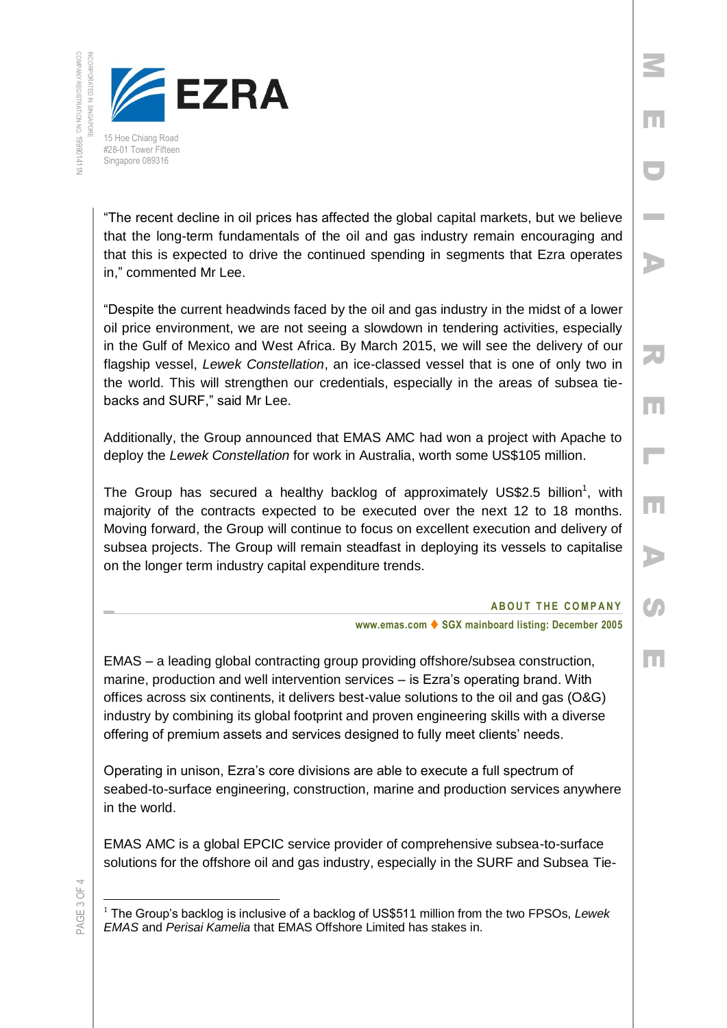"The recent decline in oil prices has affected the global capital markets, but we believe that the long-term fundamentals of the oil and gas industry remain encouraging and that this is expected to drive the continued spending in segments that Ezra operates in," commented Mr Lee.

"Despite the current headwinds faced by the oil and gas industry in the midst of a lower oil price environment, we are not seeing a slowdown in tendering activities, especially in the Gulf of Mexico and West Africa. By March 2015, we will see the delivery of our flagship vessel, *Lewek Constellation*, an ice-classed vessel that is one of only two in the world. This will strengthen our credentials, especially in the areas of subsea tie-backs and SURF," said Mr Lee.

Additionally, the Group announced that EMAS AMC had won a project with Apache to deploy the *Lewek Constellation* for work in Australia, worth some US$105 million.

The Group has secured a healthy backlog of approximately US$2.5 billion[1], with majority of the contracts expected to be executed over the next 12 to 18 months. Moving forward, the Group will continue to focus on excellent execution and delivery of subsea projects. The Group will remain steadfast in deploying its vessels to capitalise on the longer term industry capital expenditure trends.

## ABOUT THE COMPANY

**www.emas.com ♦ SGX mainboard listing: December 2005**

EMAS – a leading global contracting group providing offshore/subsea construction, marine, production and well intervention services – is Ezra's operating brand. With offices across six continents, it delivers best-value solutions to the oil and gas (O&G) industry by combining its global footprint and proven engineering skills with a diverse offering of premium assets and services designed to fully meet clients' needs.

Operating in unison, Ezra's core divisions are able to execute a full spectrum of seabed-to-surface engineering, construction, marine and production services anywhere in the world.

EMAS AMC is a global EPCIC service provider of comprehensive subsea-to-surface solutions for the offshore oil and gas industry, especially in the SURF and Subsea Tie-

---

[1] The Group's backlog is inclusive of a backlog of US$511 million from the two FPSOs, *Lewek EMAS* and *Perisai Kamelia* that EMAS Offshore Limited has stakes in.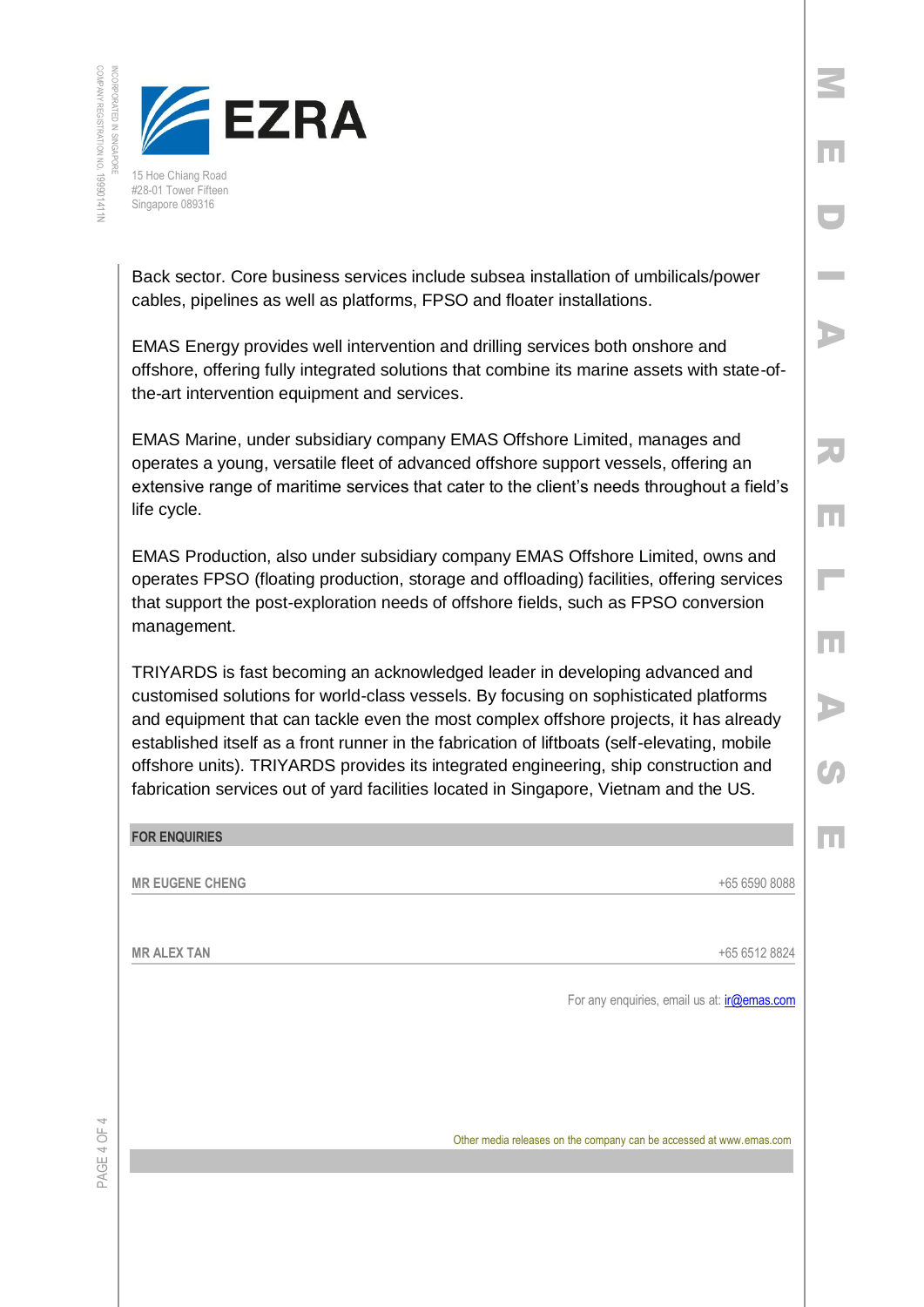Back sector. Core business services include subsea installation of umbilicals/power cables, pipelines as well as platforms, FPSO and floater installations.

EMAS Energy provides well intervention and drilling services both onshore and offshore, offering fully integrated solutions that combine its marine assets with state-of-the-art intervention equipment and services.

EMAS Marine, under subsidiary company EMAS Offshore Limited, manages and operates a young, versatile fleet of advanced offshore support vessels, offering an extensive range of maritime services that cater to the client's needs throughout a field's life cycle.

EMAS Production, also under subsidiary company EMAS Offshore Limited, owns and operates FPSO (floating production, storage and offloading) facilities, offering services that support the post-exploration needs of offshore fields, such as FPSO conversion management.

TRIYARDS is fast becoming an acknowledged leader in developing advanced and customised solutions for world-class vessels. By focusing on sophisticated platforms and equipment that can tackle even the most complex offshore projects, it has already established itself as a front runner in the fabrication of liftboats (self-elevating, mobile offshore units). TRIYARDS provides its integrated engineering, ship construction and fabrication services out of yard facilities located in Singapore, Vietnam and the US.

**FOR ENQUIRIES**

| | |
|---|---|
| MR EUGENE CHENG | +65 6590 8088 |
| MR ALEX TAN | +65 6512 8824 |

For any enquiries, email us at: ir@emas.com

Other media releases on the company can be accessed at www.emas.com